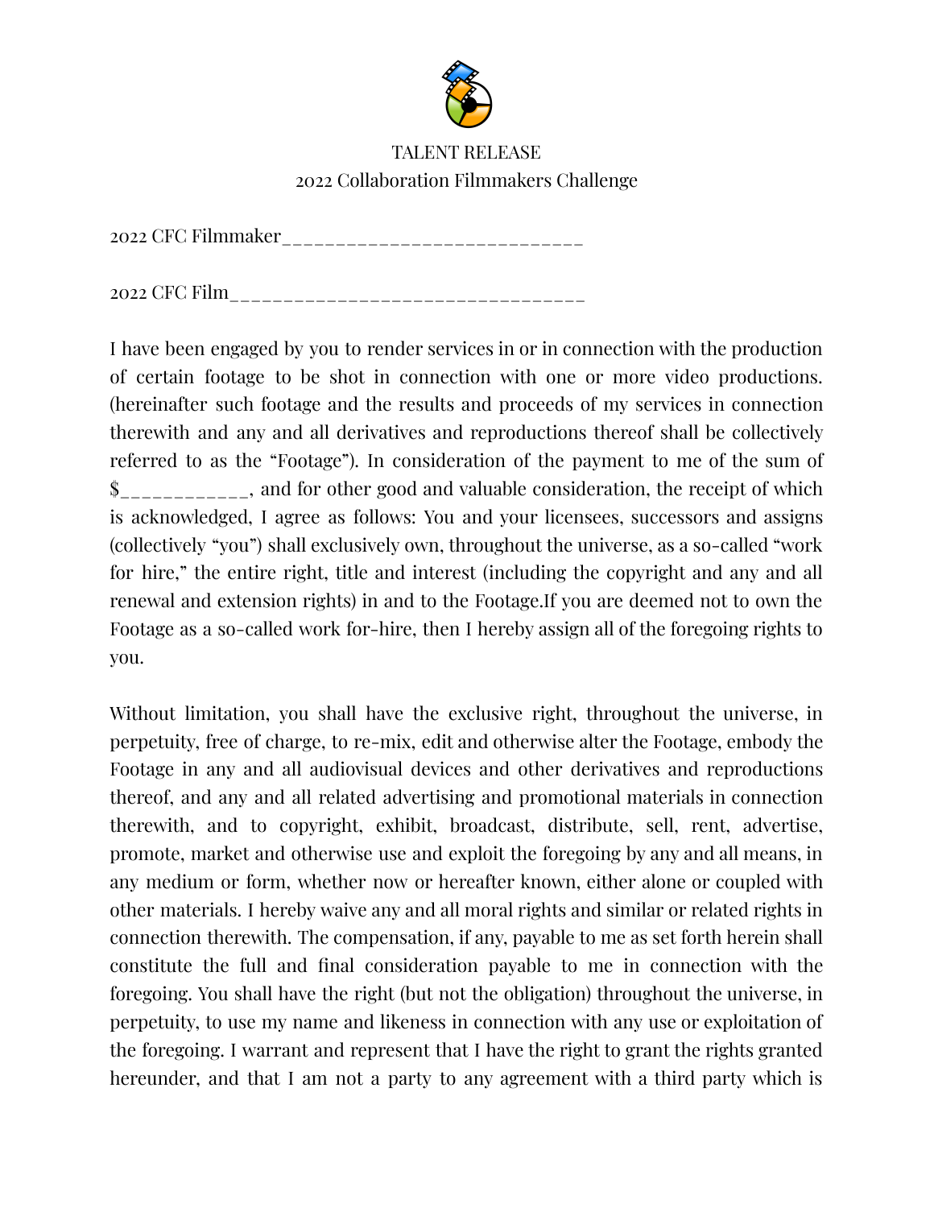# TALENT RELEASE
## 2022 Collaboration Filmmakers Challenge

2022 CFC Filmmaker___________________________

2022 CFC Film________________________________

I have been engaged by you to render services in or in connection with the production of certain footage to be shot in connection with one or more video productions. (hereinafter such footage and the results and proceeds of my services in connection therewith and any and all derivatives and reproductions thereof shall be collectively referred to as the "Footage"). In consideration of the payment to me of the sum of $___________, and for other good and valuable consideration, the receipt of which is acknowledged, I agree as follows: You and your licensees, successors and assigns (collectively "you") shall exclusively own, throughout the universe, as a so-called "work for hire," the entire right, title and interest (including the copyright and any and all renewal and extension rights) in and to the Footage.If you are deemed not to own the Footage as a so-called work for-hire, then I hereby assign all of the foregoing rights to you.

Without limitation, you shall have the exclusive right, throughout the universe, in perpetuity, free of charge, to re-mix, edit and otherwise alter the Footage, embody the Footage in any and all audiovisual devices and other derivatives and reproductions thereof, and any and all related advertising and promotional materials in connection therewith, and to copyright, exhibit, broadcast, distribute, sell, rent, advertise, promote, market and otherwise use and exploit the foregoing by any and all means, in any medium or form, whether now or hereafter known, either alone or coupled with other materials. I hereby waive any and all moral rights and similar or related rights in connection therewith. The compensation, if any, payable to me as set forth herein shall constitute the full and final consideration payable to me in connection with the foregoing. You shall have the right (but not the obligation) throughout the universe, in perpetuity, to use my name and likeness in connection with any use or exploitation of the foregoing. I warrant and represent that I have the right to grant the rights granted hereunder, and that I am not a party to any agreement with a third party which is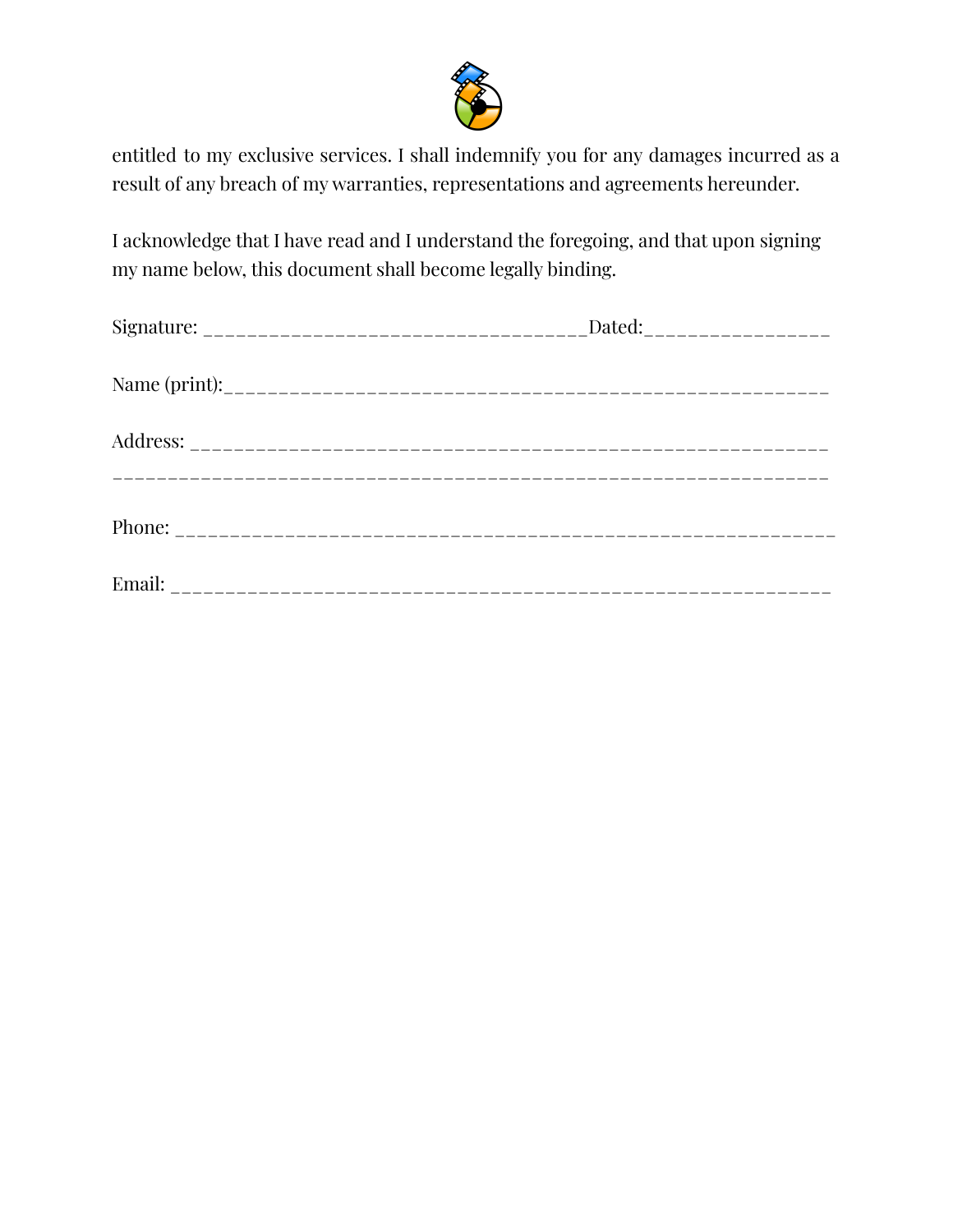entitled to my exclusive services. I shall indemnify you for any damages incurred as a result of any breach of my warranties, representations and agreements hereunder.

I acknowledge that I have read and I understand the foregoing, and that upon signing my name below, this document shall become legally binding.

Signature: ___________________________________Dated:________________

Name (print):___________________________________________________________

Address: ________________________________________________________________
_________________________________________________________________________

Phone: __________________________________________________________________

Email: __________________________________________________________________